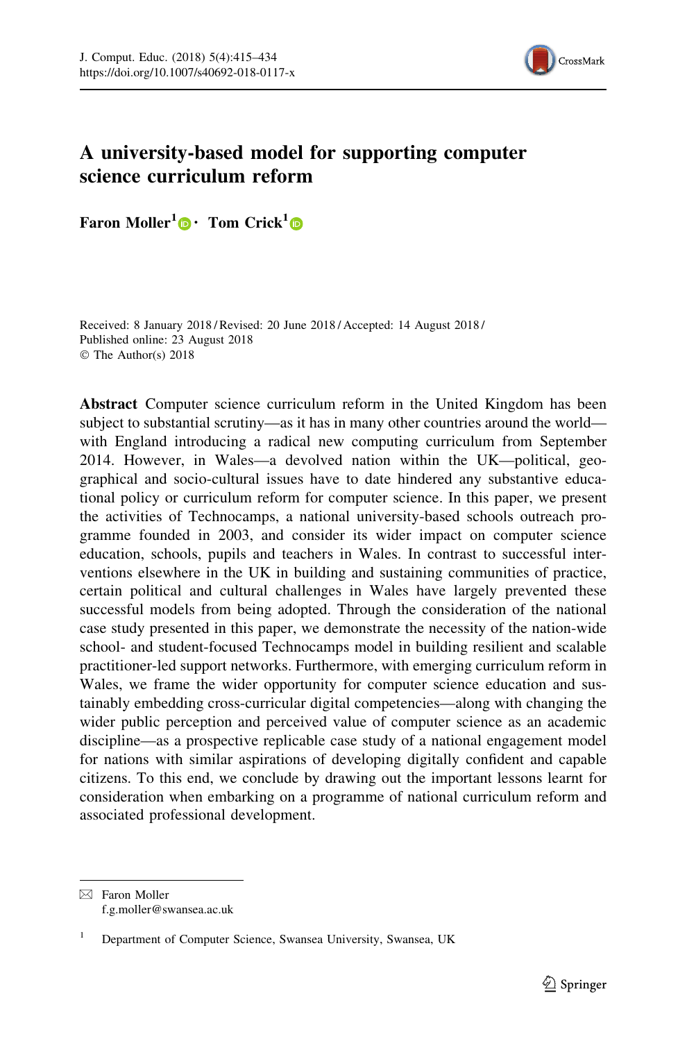# A university-based model for supporting computer science curriculum reform

**Faron Moller[1] · Tom Crick[1]**

Received: 8 January 2018 / Revised: 20 June 2018 / Accepted: 14 August 2018 / Published online: 23 August 2018
© The Author(s) 2018

**Abstract** Computer science curriculum reform in the United Kingdom has been subject to substantial scrutiny—as it has in many other countries around the world—with England introducing a radical new computing curriculum from September 2014. However, in Wales—a devolved nation within the UK—political, geographical and socio-cultural issues have to date hindered any substantive educational policy or curriculum reform for computer science. In this paper, we present the activities of Technocamps, a national university-based schools outreach programme founded in 2003, and consider its wider impact on computer science education, schools, pupils and teachers in Wales. In contrast to successful interventions elsewhere in the UK in building and sustaining communities of practice, certain political and cultural challenges in Wales have largely prevented these successful models from being adopted. Through the consideration of the national case study presented in this paper, we demonstrate the necessity of the nation-wide school- and student-focused Technocamps model in building resilient and scalable practitioner-led support networks. Furthermore, with emerging curriculum reform in Wales, we frame the wider opportunity for computer science education and sustainably embedding cross-curricular digital competencies—along with changing the wider public perception and perceived value of computer science as an academic discipline—as a prospective replicable case study of a national engagement model for nations with similar aspirations of developing digitally confident and capable citizens. To this end, we conclude by drawing out the important lessons learnt for consideration when embarking on a programme of national curriculum reform and associated professional development.

✉ Faron Moller
f.g.moller@swansea.ac.uk

[1] Department of Computer Science, Swansea University, Swansea, UK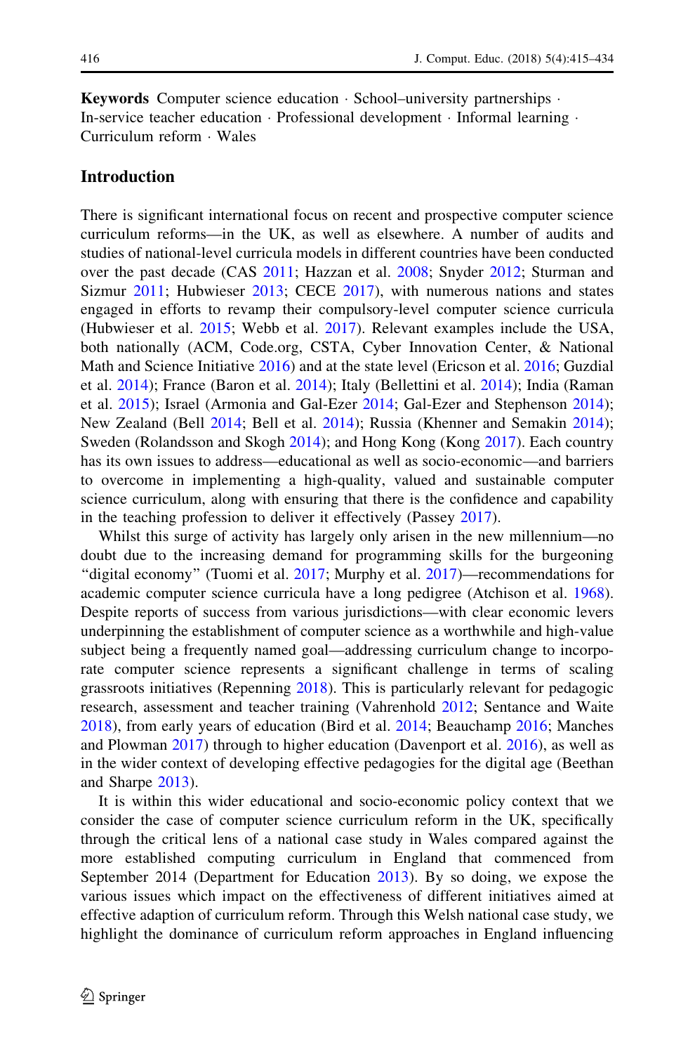**Keywords** Computer science education · School–university partnerships · In-service teacher education · Professional development · Informal learning · Curriculum reform · Wales

## Introduction

There is significant international focus on recent and prospective computer science curriculum reforms—in the UK, as well as elsewhere. A number of audits and studies of national-level curricula models in different countries have been conducted over the past decade (CAS 2011; Hazzan et al. 2008; Snyder 2012; Sturman and Sizmur 2011; Hubwieser 2013; CECE 2017), with numerous nations and states engaged in efforts to revamp their compulsory-level computer science curricula (Hubwieser et al. 2015; Webb et al. 2017). Relevant examples include the USA, both nationally (ACM, Code.org, CSTA, Cyber Innovation Center, & National Math and Science Initiative 2016) and at the state level (Ericson et al. 2016; Guzdial et al. 2014); France (Baron et al. 2014); Italy (Bellettini et al. 2014); India (Raman et al. 2015); Israel (Armonia and Gal-Ezer 2014; Gal-Ezer and Stephenson 2014); New Zealand (Bell 2014; Bell et al. 2014); Russia (Khenner and Semakin 2014); Sweden (Rolandsson and Skogh 2014); and Hong Kong (Kong 2017). Each country has its own issues to address—educational as well as socio-economic—and barriers to overcome in implementing a high-quality, valued and sustainable computer science curriculum, along with ensuring that there is the confidence and capability in the teaching profession to deliver it effectively (Passey 2017).

Whilst this surge of activity has largely only arisen in the new millennium—no doubt due to the increasing demand for programming skills for the burgeoning "digital economy" (Tuomi et al. 2017; Murphy et al. 2017)—recommendations for academic computer science curricula have a long pedigree (Atchison et al. 1968). Despite reports of success from various jurisdictions—with clear economic levers underpinning the establishment of computer science as a worthwhile and high-value subject being a frequently named goal—addressing curriculum change to incorporate computer science represents a significant challenge in terms of scaling grassroots initiatives (Repenning 2018). This is particularly relevant for pedagogic research, assessment and teacher training (Vahrenhold 2012; Sentance and Waite 2018), from early years of education (Bird et al. 2014; Beauchamp 2016; Manches and Plowman 2017) through to higher education (Davenport et al. 2016), as well as in the wider context of developing effective pedagogies for the digital age (Beethan and Sharpe 2013).

It is within this wider educational and socio-economic policy context that we consider the case of computer science curriculum reform in the UK, specifically through the critical lens of a national case study in Wales compared against the more established computing curriculum in England that commenced from September 2014 (Department for Education 2013). By so doing, we expose the various issues which impact on the effectiveness of different initiatives aimed at effective adaption of curriculum reform. Through this Welsh national case study, we highlight the dominance of curriculum reform approaches in England influencing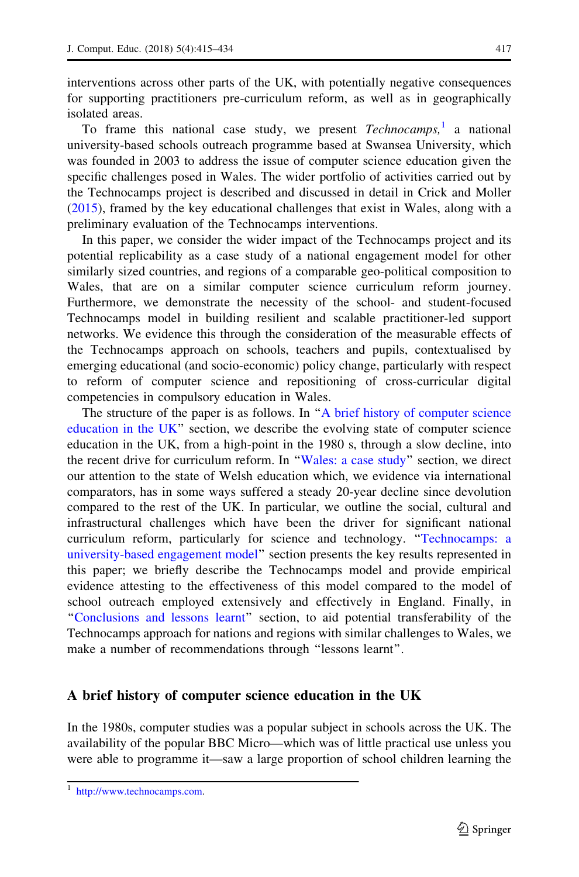interventions across other parts of the UK, with potentially negative consequences for supporting practitioners pre-curriculum reform, as well as in geographically isolated areas.

To frame this national case study, we present *Technocamps*,[1] a national university-based schools outreach programme based at Swansea University, which was founded in 2003 to address the issue of computer science education given the specific challenges posed in Wales. The wider portfolio of activities carried out by the Technocamps project is described and discussed in detail in Crick and Moller (2015), framed by the key educational challenges that exist in Wales, along with a preliminary evaluation of the Technocamps interventions.

In this paper, we consider the wider impact of the Technocamps project and its potential replicability as a case study of a national engagement model for other similarly sized countries, and regions of a comparable geo-political composition to Wales, that are on a similar computer science curriculum reform journey. Furthermore, we demonstrate the necessity of the school- and student-focused Technocamps model in building resilient and scalable practitioner-led support networks. We evidence this through the consideration of the measurable effects of the Technocamps approach on schools, teachers and pupils, contextualised by emerging educational (and socio-economic) policy change, particularly with respect to reform of computer science and repositioning of cross-curricular digital competencies in compulsory education in Wales.

The structure of the paper is as follows. In "A brief history of computer science education in the UK" section, we describe the evolving state of computer science education in the UK, from a high-point in the 1980 s, through a slow decline, into the recent drive for curriculum reform. In "Wales: a case study" section, we direct our attention to the state of Welsh education which, we evidence via international comparators, has in some ways suffered a steady 20-year decline since devolution compared to the rest of the UK. In particular, we outline the social, cultural and infrastructural challenges which have been the driver for significant national curriculum reform, particularly for science and technology. "Technocamps: a university-based engagement model" section presents the key results represented in this paper; we briefly describe the Technocamps model and provide empirical evidence attesting to the effectiveness of this model compared to the model of school outreach employed extensively and effectively in England. Finally, in "Conclusions and lessons learnt" section, to aid potential transferability of the Technocamps approach for nations and regions with similar challenges to Wales, we make a number of recommendations through "lessons learnt".

## A brief history of computer science education in the UK

In the 1980s, computer studies was a popular subject in schools across the UK. The availability of the popular BBC Micro—which was of little practical use unless you were able to programme it—saw a large proportion of school children learning the

[1] http://www.technocamps.com.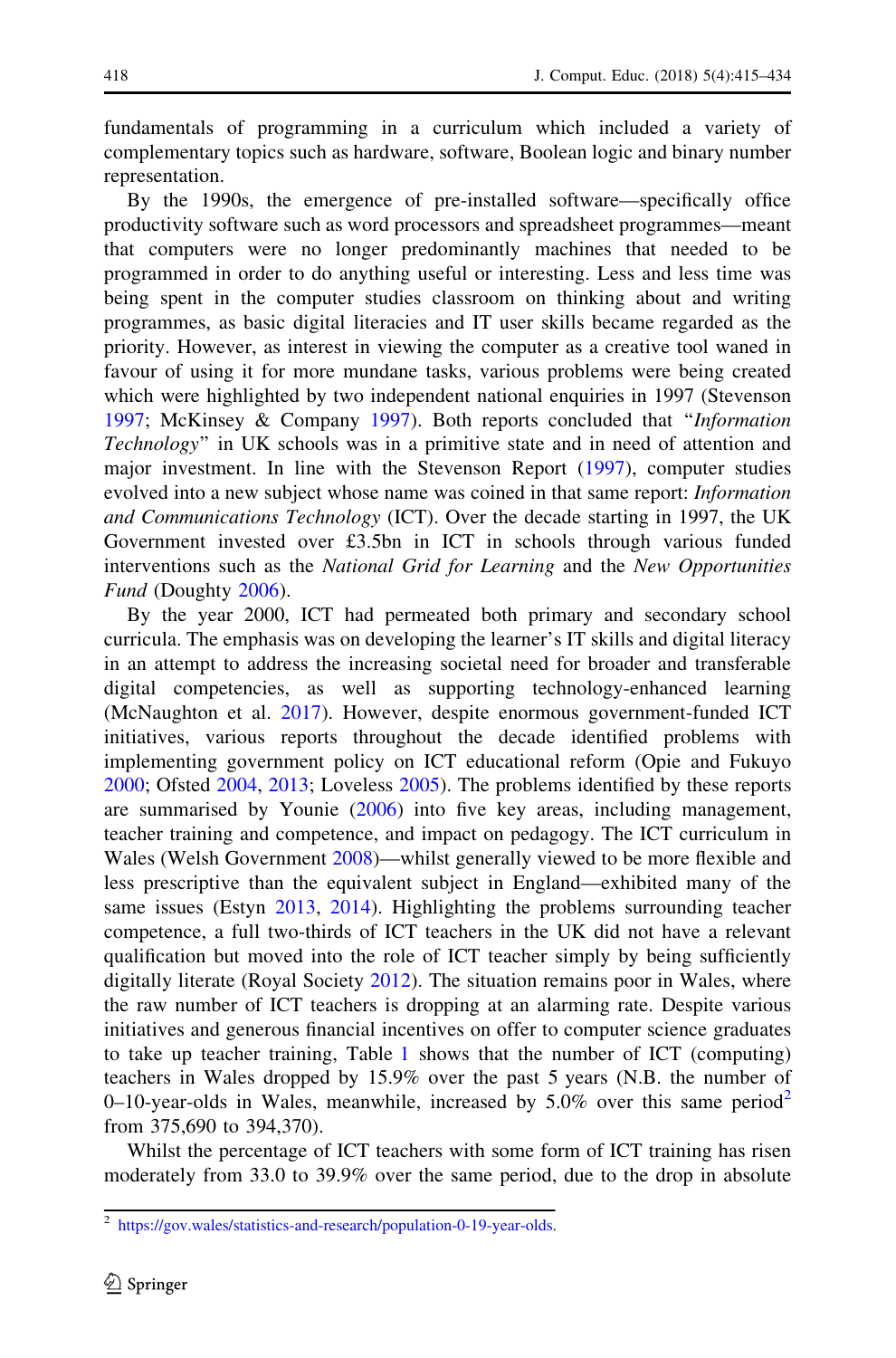fundamentals of programming in a curriculum which included a variety of complementary topics such as hardware, software, Boolean logic and binary number representation.

By the 1990s, the emergence of pre-installed software—specifically office productivity software such as word processors and spreadsheet programmes—meant that computers were no longer predominantly machines that needed to be programmed in order to do anything useful or interesting. Less and less time was being spent in the computer studies classroom on thinking about and writing programmes, as basic digital literacies and IT user skills became regarded as the priority. However, as interest in viewing the computer as a creative tool waned in favour of using it for more mundane tasks, various problems were being created which were highlighted by two independent national enquiries in 1997 (Stevenson 1997; McKinsey & Company 1997). Both reports concluded that "*Information Technology*" in UK schools was in a primitive state and in need of attention and major investment. In line with the Stevenson Report (1997), computer studies evolved into a new subject whose name was coined in that same report: *Information and Communications Technology* (ICT). Over the decade starting in 1997, the UK Government invested over £3.5bn in ICT in schools through various funded interventions such as the *National Grid for Learning* and the *New Opportunities Fund* (Doughty 2006).

By the year 2000, ICT had permeated both primary and secondary school curricula. The emphasis was on developing the learner's IT skills and digital literacy in an attempt to address the increasing societal need for broader and transferable digital competencies, as well as supporting technology-enhanced learning (McNaughton et al. 2017). However, despite enormous government-funded ICT initiatives, various reports throughout the decade identified problems with implementing government policy on ICT educational reform (Opie and Fukuyo 2000; Ofsted 2004, 2013; Loveless 2005). The problems identified by these reports are summarised by Younie (2006) into five key areas, including management, teacher training and competence, and impact on pedagogy. The ICT curriculum in Wales (Welsh Government 2008)—whilst generally viewed to be more flexible and less prescriptive than the equivalent subject in England—exhibited many of the same issues (Estyn 2013, 2014). Highlighting the problems surrounding teacher competence, a full two-thirds of ICT teachers in the UK did not have a relevant qualification but moved into the role of ICT teacher simply by being sufficiently digitally literate (Royal Society 2012). The situation remains poor in Wales, where the raw number of ICT teachers is dropping at an alarming rate. Despite various initiatives and generous financial incentives on offer to computer science graduates to take up teacher training, Table 1 shows that the number of ICT (computing) teachers in Wales dropped by 15.9% over the past 5 years (N.B. the number of 0–10-year-olds in Wales, meanwhile, increased by 5.0% over this same period[2] from 375,690 to 394,370).

Whilst the percentage of ICT teachers with some form of ICT training has risen moderately from 33.0 to 39.9% over the same period, due to the drop in absolute

[2] https://gov.wales/statistics-and-research/population-0-19-year-olds.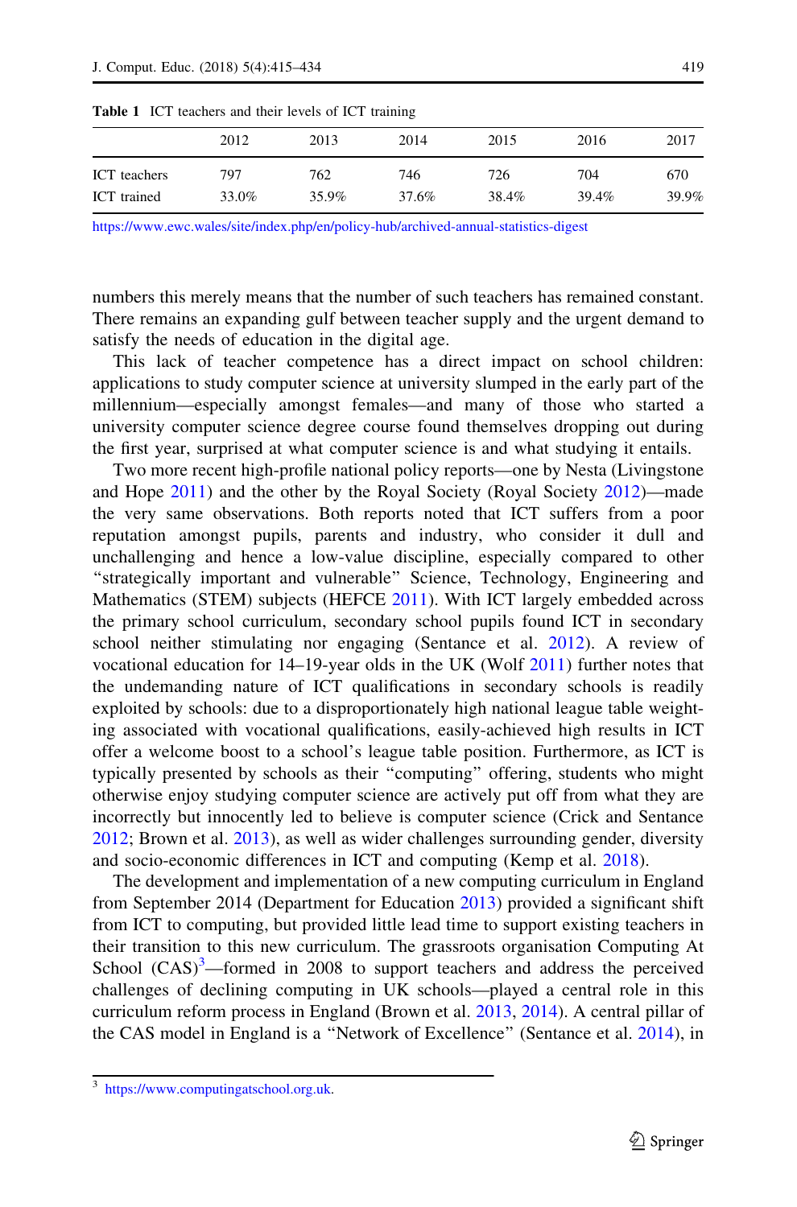**Table 1** ICT teachers and their levels of ICT training

| | 2012 | 2013 | 2014 | 2015 | 2016 | 2017 |
|---|---|---|---|---|---|---|
| ICT teachers | 797 | 762 | 746 | 726 | 704 | 670 |
| ICT trained | 33.0% | 35.9% | 37.6% | 38.4% | 39.4% | 39.9% |

https://www.ewc.wales/site/index.php/en/policy-hub/archived-annual-statistics-digest

numbers this merely means that the number of such teachers has remained constant. There remains an expanding gulf between teacher supply and the urgent demand to satisfy the needs of education in the digital age.

This lack of teacher competence has a direct impact on school children: applications to study computer science at university slumped in the early part of the millennium—especially amongst females—and many of those who started a university computer science degree course found themselves dropping out during the first year, surprised at what computer science is and what studying it entails.

Two more recent high-profile national policy reports—one by Nesta (Livingstone and Hope 2011) and the other by the Royal Society (Royal Society 2012)—made the very same observations. Both reports noted that ICT suffers from a poor reputation amongst pupils, parents and industry, who consider it dull and unchallenging and hence a low-value discipline, especially compared to other "strategically important and vulnerable" Science, Technology, Engineering and Mathematics (STEM) subjects (HEFCE 2011). With ICT largely embedded across the primary school curriculum, secondary school pupils found ICT in secondary school neither stimulating nor engaging (Sentance et al. 2012). A review of vocational education for 14–19-year olds in the UK (Wolf 2011) further notes that the undemanding nature of ICT qualifications in secondary schools is readily exploited by schools: due to a disproportionately high national league table weighting associated with vocational qualifications, easily-achieved high results in ICT offer a welcome boost to a school's league table position. Furthermore, as ICT is typically presented by schools as their "computing" offering, students who might otherwise enjoy studying computer science are actively put off from what they are incorrectly but innocently led to believe is computer science (Crick and Sentance 2012; Brown et al. 2013), as well as wider challenges surrounding gender, diversity and socio-economic differences in ICT and computing (Kemp et al. 2018).

The development and implementation of a new computing curriculum in England from September 2014 (Department for Education 2013) provided a significant shift from ICT to computing, but provided little lead time to support existing teachers in their transition to this new curriculum. The grassroots organisation Computing At School (CAS)[3]—formed in 2008 to support teachers and address the perceived challenges of declining computing in UK schools—played a central role in this curriculum reform process in England (Brown et al. 2013, 2014). A central pillar of the CAS model in England is a "Network of Excellence" (Sentance et al. 2014), in

[3] https://www.computingatschool.org.uk.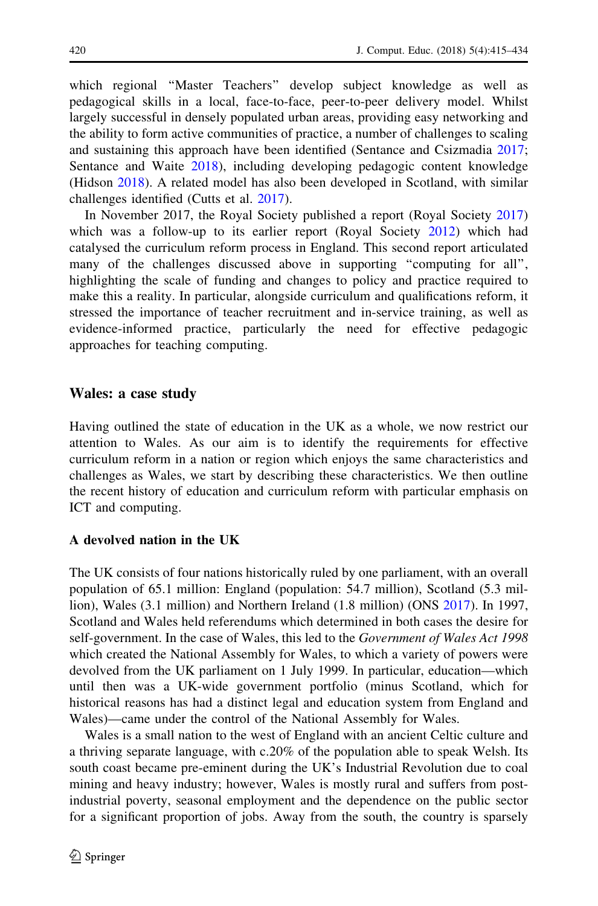which regional "Master Teachers" develop subject knowledge as well as pedagogical skills in a local, face-to-face, peer-to-peer delivery model. Whilst largely successful in densely populated urban areas, providing easy networking and the ability to form active communities of practice, a number of challenges to scaling and sustaining this approach have been identified (Sentance and Csizmadia 2017; Sentance and Waite 2018), including developing pedagogic content knowledge (Hidson 2018). A related model has also been developed in Scotland, with similar challenges identified (Cutts et al. 2017).

In November 2017, the Royal Society published a report (Royal Society 2017) which was a follow-up to its earlier report (Royal Society 2012) which had catalysed the curriculum reform process in England. This second report articulated many of the challenges discussed above in supporting "computing for all", highlighting the scale of funding and changes to policy and practice required to make this a reality. In particular, alongside curriculum and qualifications reform, it stressed the importance of teacher recruitment and in-service training, as well as evidence-informed practice, particularly the need for effective pedagogic approaches for teaching computing.

## Wales: a case study

Having outlined the state of education in the UK as a whole, we now restrict our attention to Wales. As our aim is to identify the requirements for effective curriculum reform in a nation or region which enjoys the same characteristics and challenges as Wales, we start by describing these characteristics. We then outline the recent history of education and curriculum reform with particular emphasis on ICT and computing.

### A devolved nation in the UK

The UK consists of four nations historically ruled by one parliament, with an overall population of 65.1 million: England (population: 54.7 million), Scotland (5.3 million), Wales (3.1 million) and Northern Ireland (1.8 million) (ONS 2017). In 1997, Scotland and Wales held referendums which determined in both cases the desire for self-government. In the case of Wales, this led to the *Government of Wales Act 1998* which created the National Assembly for Wales, to which a variety of powers were devolved from the UK parliament on 1 July 1999. In particular, education—which until then was a UK-wide government portfolio (minus Scotland, which for historical reasons has had a distinct legal and education system from England and Wales)—came under the control of the National Assembly for Wales.

Wales is a small nation to the west of England with an ancient Celtic culture and a thriving separate language, with c.20% of the population able to speak Welsh. Its south coast became pre-eminent during the UK's Industrial Revolution due to coal mining and heavy industry; however, Wales is mostly rural and suffers from post-industrial poverty, seasonal employment and the dependence on the public sector for a significant proportion of jobs. Away from the south, the country is sparsely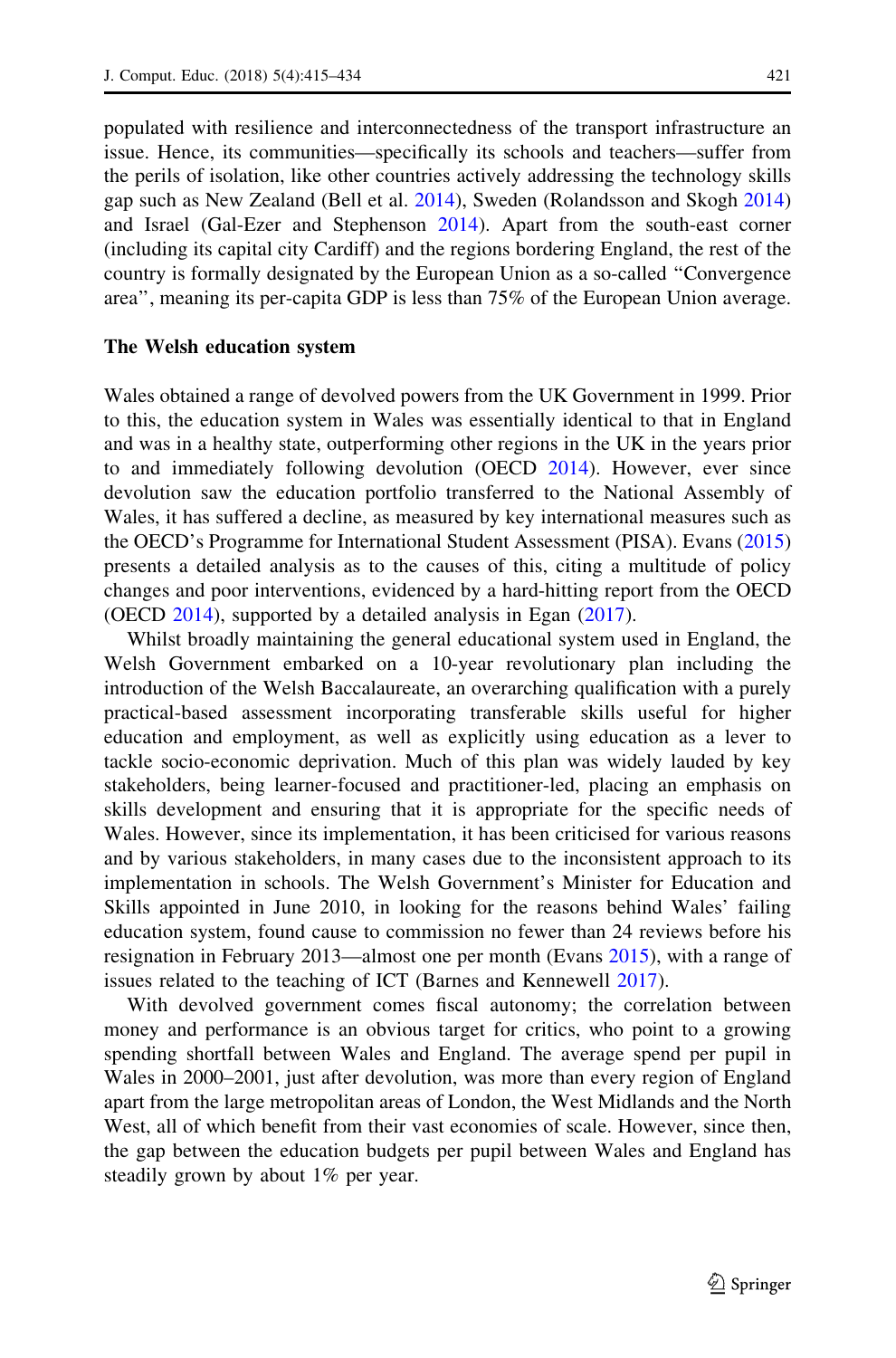populated with resilience and interconnectedness of the transport infrastructure an issue. Hence, its communities—specifically its schools and teachers—suffer from the perils of isolation, like other countries actively addressing the technology skills gap such as New Zealand (Bell et al. 2014), Sweden (Rolandsson and Skogh 2014) and Israel (Gal-Ezer and Stephenson 2014). Apart from the south-east corner (including its capital city Cardiff) and the regions bordering England, the rest of the country is formally designated by the European Union as a so-called "Convergence area", meaning its per-capita GDP is less than 75% of the European Union average.

## The Welsh education system

Wales obtained a range of devolved powers from the UK Government in 1999. Prior to this, the education system in Wales was essentially identical to that in England and was in a healthy state, outperforming other regions in the UK in the years prior to and immediately following devolution (OECD 2014). However, ever since devolution saw the education portfolio transferred to the National Assembly of Wales, it has suffered a decline, as measured by key international measures such as the OECD's Programme for International Student Assessment (PISA). Evans (2015) presents a detailed analysis as to the causes of this, citing a multitude of policy changes and poor interventions, evidenced by a hard-hitting report from the OECD (OECD 2014), supported by a detailed analysis in Egan (2017).

Whilst broadly maintaining the general educational system used in England, the Welsh Government embarked on a 10-year revolutionary plan including the introduction of the Welsh Baccalaureate, an overarching qualification with a purely practical-based assessment incorporating transferable skills useful for higher education and employment, as well as explicitly using education as a lever to tackle socio-economic deprivation. Much of this plan was widely lauded by key stakeholders, being learner-focused and practitioner-led, placing an emphasis on skills development and ensuring that it is appropriate for the specific needs of Wales. However, since its implementation, it has been criticised for various reasons and by various stakeholders, in many cases due to the inconsistent approach to its implementation in schools. The Welsh Government's Minister for Education and Skills appointed in June 2010, in looking for the reasons behind Wales' failing education system, found cause to commission no fewer than 24 reviews before his resignation in February 2013—almost one per month (Evans 2015), with a range of issues related to the teaching of ICT (Barnes and Kennewell 2017).

With devolved government comes fiscal autonomy; the correlation between money and performance is an obvious target for critics, who point to a growing spending shortfall between Wales and England. The average spend per pupil in Wales in 2000–2001, just after devolution, was more than every region of England apart from the large metropolitan areas of London, the West Midlands and the North West, all of which benefit from their vast economies of scale. However, since then, the gap between the education budgets per pupil between Wales and England has steadily grown by about 1% per year.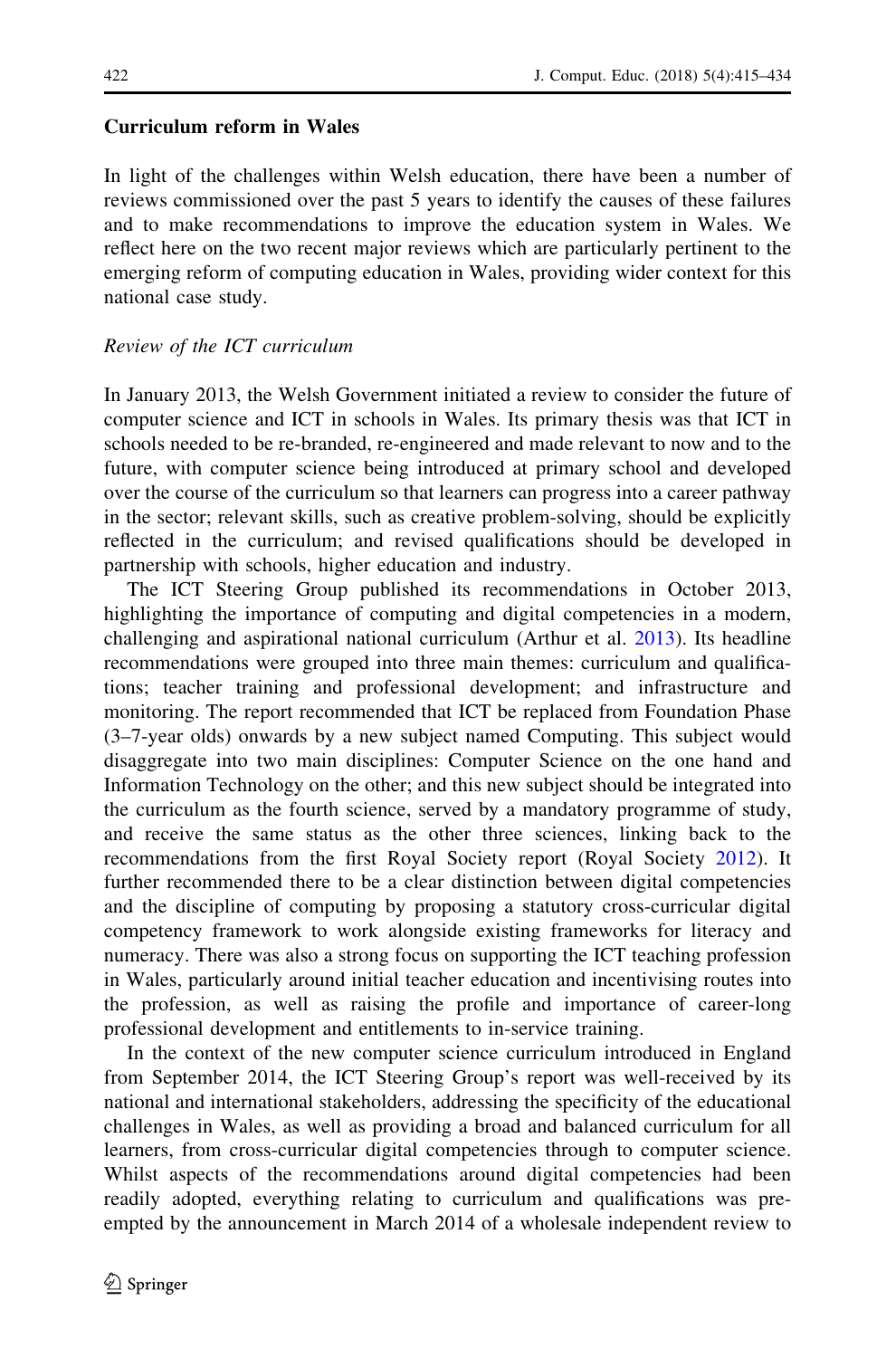## Curriculum reform in Wales

In light of the challenges within Welsh education, there have been a number of reviews commissioned over the past 5 years to identify the causes of these failures and to make recommendations to improve the education system in Wales. We reflect here on the two recent major reviews which are particularly pertinent to the emerging reform of computing education in Wales, providing wider context for this national case study.

### *Review of the ICT curriculum*

In January 2013, the Welsh Government initiated a review to consider the future of computer science and ICT in schools in Wales. Its primary thesis was that ICT in schools needed to be re-branded, re-engineered and made relevant to now and to the future, with computer science being introduced at primary school and developed over the course of the curriculum so that learners can progress into a career pathway in the sector; relevant skills, such as creative problem-solving, should be explicitly reflected in the curriculum; and revised qualifications should be developed in partnership with schools, higher education and industry.

The ICT Steering Group published its recommendations in October 2013, highlighting the importance of computing and digital competencies in a modern, challenging and aspirational national curriculum (Arthur et al. 2013). Its headline recommendations were grouped into three main themes: curriculum and qualifications; teacher training and professional development; and infrastructure and monitoring. The report recommended that ICT be replaced from Foundation Phase (3–7-year olds) onwards by a new subject named Computing. This subject would disaggregate into two main disciplines: Computer Science on the one hand and Information Technology on the other; and this new subject should be integrated into the curriculum as the fourth science, served by a mandatory programme of study, and receive the same status as the other three sciences, linking back to the recommendations from the first Royal Society report (Royal Society 2012). It further recommended there to be a clear distinction between digital competencies and the discipline of computing by proposing a statutory cross-curricular digital competency framework to work alongside existing frameworks for literacy and numeracy. There was also a strong focus on supporting the ICT teaching profession in Wales, particularly around initial teacher education and incentivising routes into the profession, as well as raising the profile and importance of career-long professional development and entitlements to in-service training.

In the context of the new computer science curriculum introduced in England from September 2014, the ICT Steering Group's report was well-received by its national and international stakeholders, addressing the specificity of the educational challenges in Wales, as well as providing a broad and balanced curriculum for all learners, from cross-curricular digital competencies through to computer science. Whilst aspects of the recommendations around digital competencies had been readily adopted, everything relating to curriculum and qualifications was pre-empted by the announcement in March 2014 of a wholesale independent review to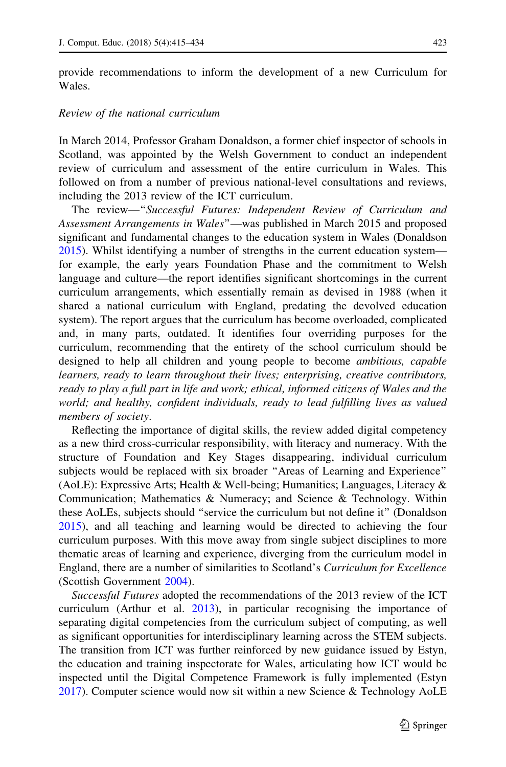provide recommendations to inform the development of a new Curriculum for Wales.

*Review of the national curriculum*

In March 2014, Professor Graham Donaldson, a former chief inspector of schools in Scotland, was appointed by the Welsh Government to conduct an independent review of curriculum and assessment of the entire curriculum in Wales. This followed on from a number of previous national-level consultations and reviews, including the 2013 review of the ICT curriculum.

The review—"*Successful Futures: Independent Review of Curriculum and Assessment Arrangements in Wales*"—was published in March 2015 and proposed significant and fundamental changes to the education system in Wales (Donaldson 2015). Whilst identifying a number of strengths in the current education system—for example, the early years Foundation Phase and the commitment to Welsh language and culture—the report identifies significant shortcomings in the current curriculum arrangements, which essentially remain as devised in 1988 (when it shared a national curriculum with England, predating the devolved education system). The report argues that the curriculum has become overloaded, complicated and, in many parts, outdated. It identifies four overriding purposes for the curriculum, recommending that the entirety of the school curriculum should be designed to help all children and young people to become *ambitious, capable learners, ready to learn throughout their lives; enterprising, creative contributors, ready to play a full part in life and work; ethical, informed citizens of Wales and the world; and healthy, confident individuals, ready to lead fulfilling lives as valued members of society*.

Reflecting the importance of digital skills, the review added digital competency as a new third cross-curricular responsibility, with literacy and numeracy. With the structure of Foundation and Key Stages disappearing, individual curriculum subjects would be replaced with six broader "Areas of Learning and Experience" (AoLE): Expressive Arts; Health & Well-being; Humanities; Languages, Literacy & Communication; Mathematics & Numeracy; and Science & Technology. Within these AoLEs, subjects should "service the curriculum but not define it" (Donaldson 2015), and all teaching and learning would be directed to achieving the four curriculum purposes. With this move away from single subject disciplines to more thematic areas of learning and experience, diverging from the curriculum model in England, there are a number of similarities to Scotland's *Curriculum for Excellence* (Scottish Government 2004).

*Successful Futures* adopted the recommendations of the 2013 review of the ICT curriculum (Arthur et al. 2013), in particular recognising the importance of separating digital competencies from the curriculum subject of computing, as well as significant opportunities for interdisciplinary learning across the STEM subjects. The transition from ICT was further reinforced by new guidance issued by Estyn, the education and training inspectorate for Wales, articulating how ICT would be inspected until the Digital Competence Framework is fully implemented (Estyn 2017). Computer science would now sit within a new Science & Technology AoLE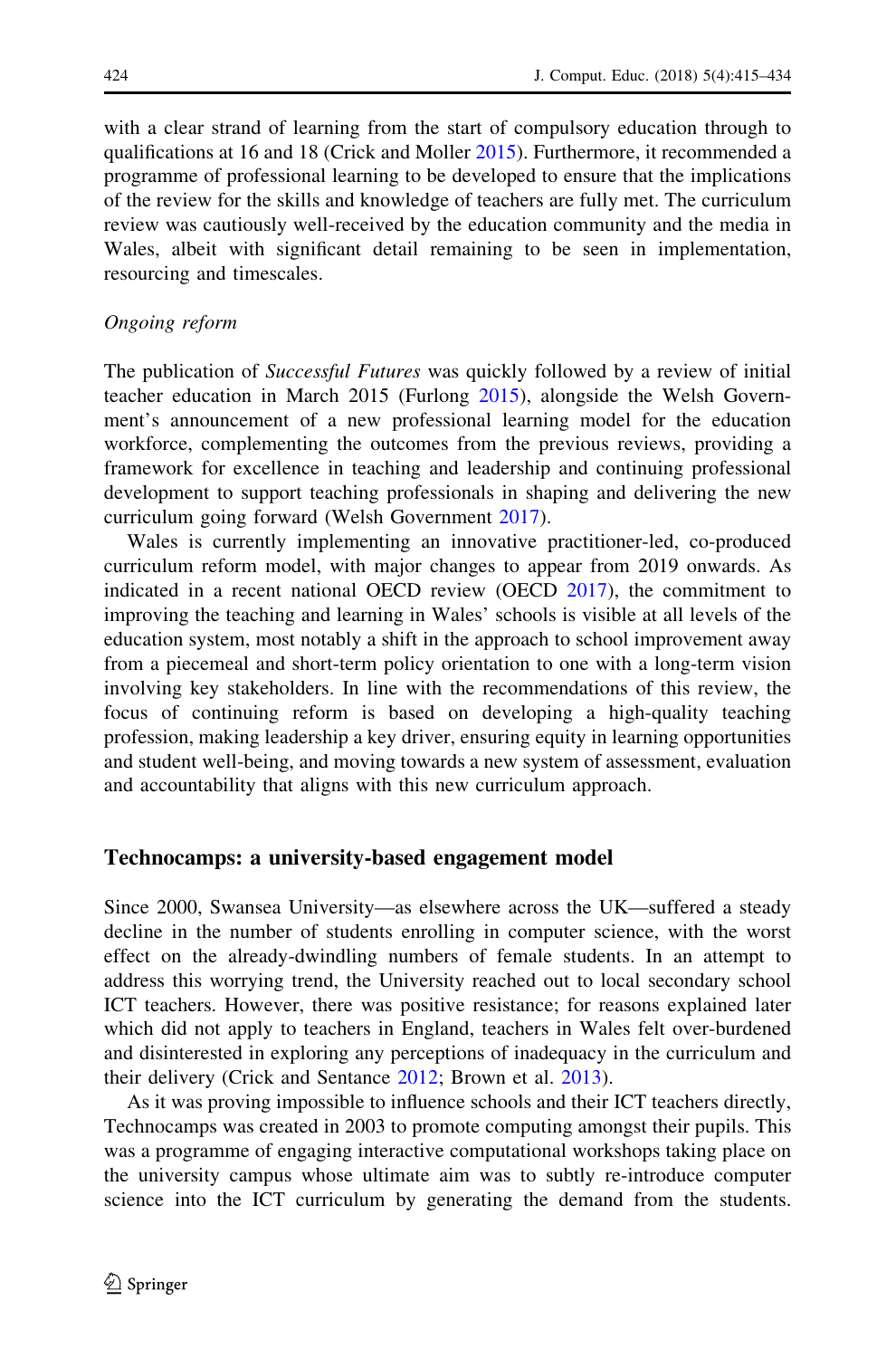with a clear strand of learning from the start of compulsory education through to qualifications at 16 and 18 (Crick and Moller 2015). Furthermore, it recommended a programme of professional learning to be developed to ensure that the implications of the review for the skills and knowledge of teachers are fully met. The curriculum review was cautiously well-received by the education community and the media in Wales, albeit with significant detail remaining to be seen in implementation, resourcing and timescales.

*Ongoing reform*

The publication of *Successful Futures* was quickly followed by a review of initial teacher education in March 2015 (Furlong 2015), alongside the Welsh Government's announcement of a new professional learning model for the education workforce, complementing the outcomes from the previous reviews, providing a framework for excellence in teaching and leadership and continuing professional development to support teaching professionals in shaping and delivering the new curriculum going forward (Welsh Government 2017).

Wales is currently implementing an innovative practitioner-led, co-produced curriculum reform model, with major changes to appear from 2019 onwards. As indicated in a recent national OECD review (OECD 2017), the commitment to improving the teaching and learning in Wales' schools is visible at all levels of the education system, most notably a shift in the approach to school improvement away from a piecemeal and short-term policy orientation to one with a long-term vision involving key stakeholders. In line with the recommendations of this review, the focus of continuing reform is based on developing a high-quality teaching profession, making leadership a key driver, ensuring equity in learning opportunities and student well-being, and moving towards a new system of assessment, evaluation and accountability that aligns with this new curriculum approach.

## Technocamps: a university-based engagement model

Since 2000, Swansea University—as elsewhere across the UK—suffered a steady decline in the number of students enrolling in computer science, with the worst effect on the already-dwindling numbers of female students. In an attempt to address this worrying trend, the University reached out to local secondary school ICT teachers. However, there was positive resistance; for reasons explained later which did not apply to teachers in England, teachers in Wales felt over-burdened and disinterested in exploring any perceptions of inadequacy in the curriculum and their delivery (Crick and Sentance 2012; Brown et al. 2013).

As it was proving impossible to influence schools and their ICT teachers directly, Technocamps was created in 2003 to promote computing amongst their pupils. This was a programme of engaging interactive computational workshops taking place on the university campus whose ultimate aim was to subtly re-introduce computer science into the ICT curriculum by generating the demand from the students.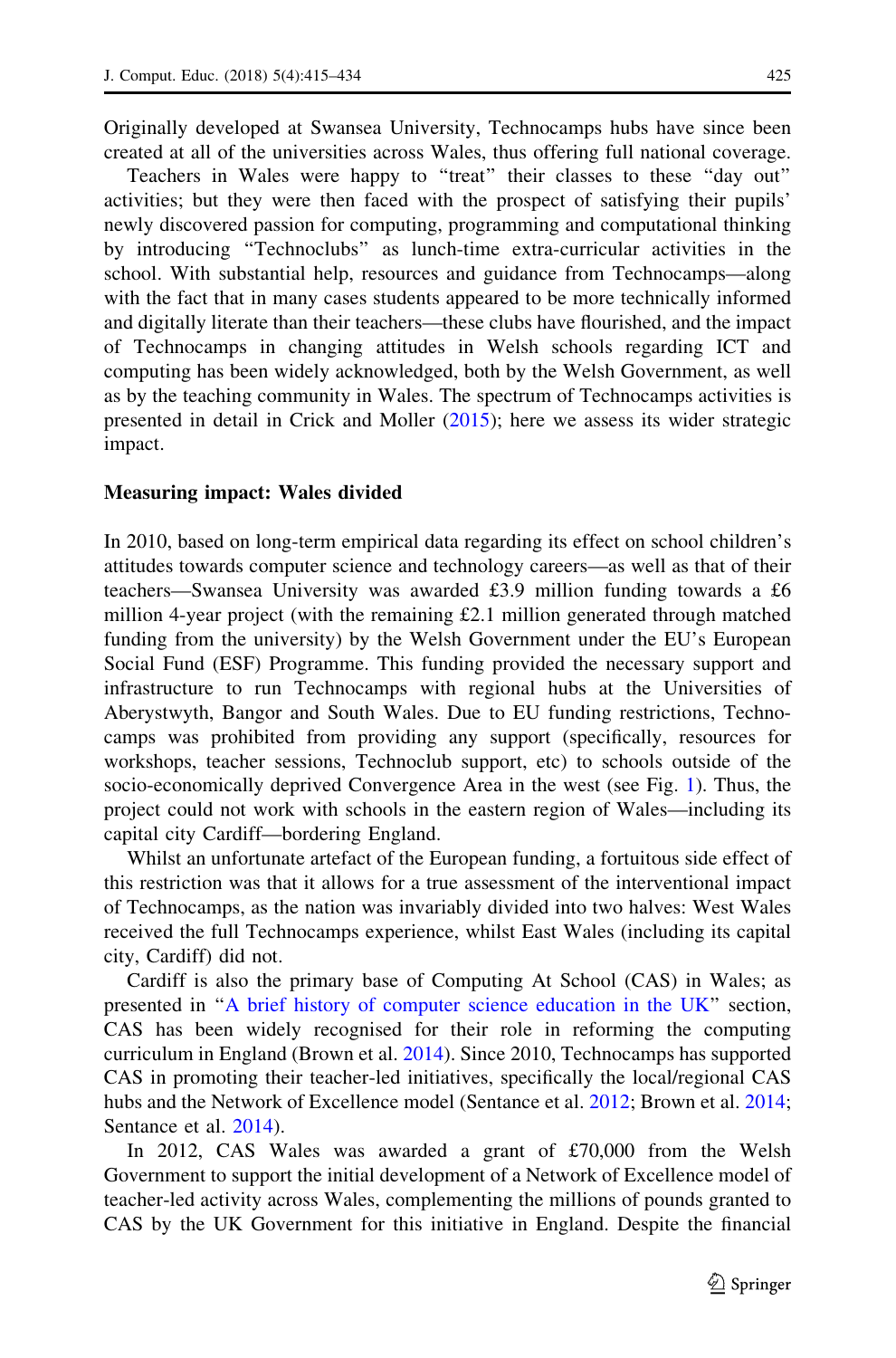Originally developed at Swansea University, Technocamps hubs have since been created at all of the universities across Wales, thus offering full national coverage.

Teachers in Wales were happy to "treat" their classes to these "day out" activities; but they were then faced with the prospect of satisfying their pupils' newly discovered passion for computing, programming and computational thinking by introducing "Technoclubs" as lunch-time extra-curricular activities in the school. With substantial help, resources and guidance from Technocamps—along with the fact that in many cases students appeared to be more technically informed and digitally literate than their teachers—these clubs have flourished, and the impact of Technocamps in changing attitudes in Welsh schools regarding ICT and computing has been widely acknowledged, both by the Welsh Government, as well as by the teaching community in Wales. The spectrum of Technocamps activities is presented in detail in Crick and Moller (2015); here we assess its wider strategic impact.

**Measuring impact: Wales divided**

In 2010, based on long-term empirical data regarding its effect on school children's attitudes towards computer science and technology careers—as well as that of their teachers—Swansea University was awarded £3.9 million funding towards a £6 million 4-year project (with the remaining £2.1 million generated through matched funding from the university) by the Welsh Government under the EU's European Social Fund (ESF) Programme. This funding provided the necessary support and infrastructure to run Technocamps with regional hubs at the Universities of Aberystwyth, Bangor and South Wales. Due to EU funding restrictions, Technocamps was prohibited from providing any support (specifically, resources for workshops, teacher sessions, Technoclub support, etc) to schools outside of the socio-economically deprived Convergence Area in the west (see Fig. 1). Thus, the project could not work with schools in the eastern region of Wales—including its capital city Cardiff—bordering England.

Whilst an unfortunate artefact of the European funding, a fortuitous side effect of this restriction was that it allows for a true assessment of the interventional impact of Technocamps, as the nation was invariably divided into two halves: West Wales received the full Technocamps experience, whilst East Wales (including its capital city, Cardiff) did not.

Cardiff is also the primary base of Computing At School (CAS) in Wales; as presented in "A brief history of computer science education in the UK" section, CAS has been widely recognised for their role in reforming the computing curriculum in England (Brown et al. 2014). Since 2010, Technocamps has supported CAS in promoting their teacher-led initiatives, specifically the local/regional CAS hubs and the Network of Excellence model (Sentance et al. 2012; Brown et al. 2014; Sentance et al. 2014).

In 2012, CAS Wales was awarded a grant of £70,000 from the Welsh Government to support the initial development of a Network of Excellence model of teacher-led activity across Wales, complementing the millions of pounds granted to CAS by the UK Government for this initiative in England. Despite the financial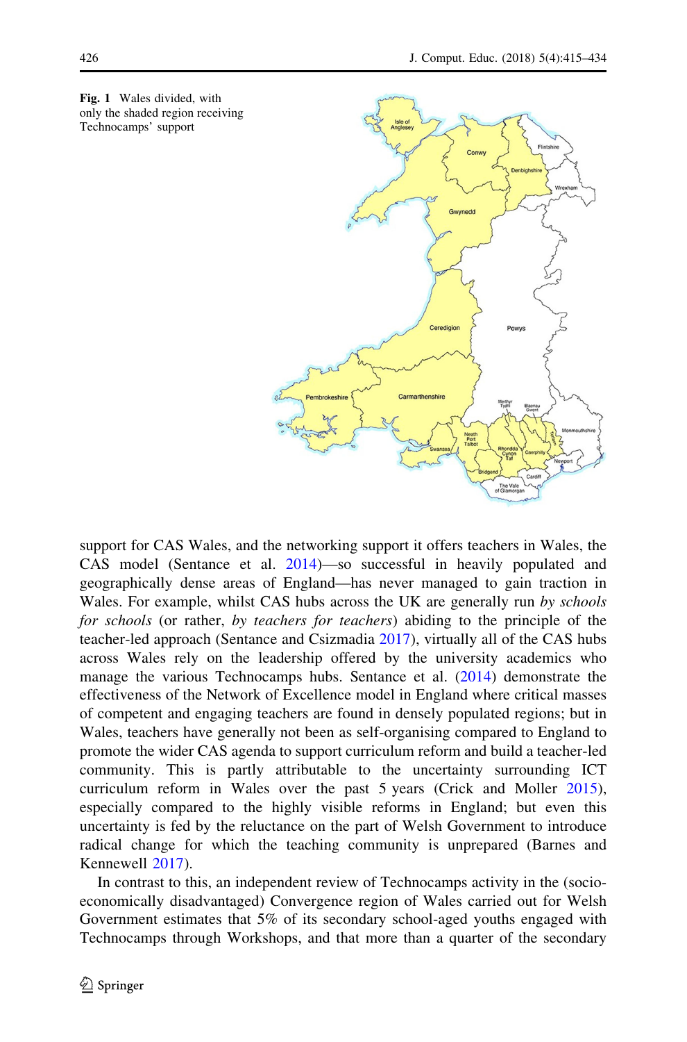Fig. 1 Wales divided, with only the shaded region receiving Technocamps' support

support for CAS Wales, and the networking support it offers teachers in Wales, the CAS model (Sentance et al. 2014)—so successful in heavily populated and geographically dense areas of England—has never managed to gain traction in Wales. For example, whilst CAS hubs across the UK are generally run *by schools for schools* (or rather, *by teachers for teachers*) abiding to the principle of the teacher-led approach (Sentance and Csizmadia 2017), virtually all of the CAS hubs across Wales rely on the leadership offered by the university academics who manage the various Technocamps hubs. Sentance et al. (2014) demonstrate the effectiveness of the Network of Excellence model in England where critical masses of competent and engaging teachers are found in densely populated regions; but in Wales, teachers have generally not been as self-organising compared to England to promote the wider CAS agenda to support curriculum reform and build a teacher-led community. This is partly attributable to the uncertainty surrounding ICT curriculum reform in Wales over the past 5 years (Crick and Moller 2015), especially compared to the highly visible reforms in England; but even this uncertainty is fed by the reluctance on the part of Welsh Government to introduce radical change for which the teaching community is unprepared (Barnes and Kennewell 2017).

In contrast to this, an independent review of Technocamps activity in the (socio-economically disadvantaged) Convergence region of Wales carried out for Welsh Government estimates that 5% of its secondary school-aged youths engaged with Technocamps through Workshops, and that more than a quarter of the secondary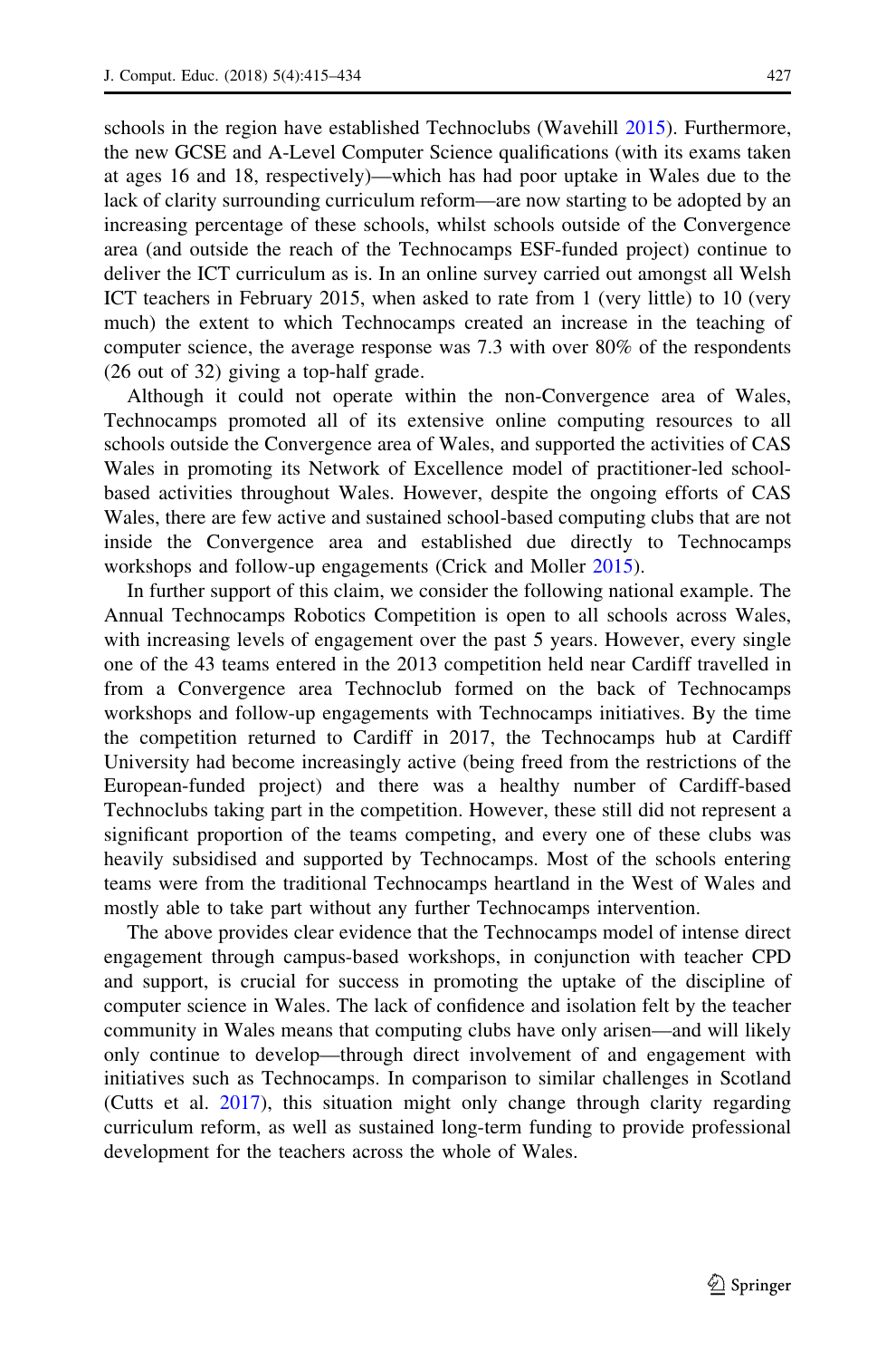schools in the region have established Technoclubs (Wavehill 2015). Furthermore, the new GCSE and A-Level Computer Science qualifications (with its exams taken at ages 16 and 18, respectively)—which has had poor uptake in Wales due to the lack of clarity surrounding curriculum reform—are now starting to be adopted by an increasing percentage of these schools, whilst schools outside of the Convergence area (and outside the reach of the Technocamps ESF-funded project) continue to deliver the ICT curriculum as is. In an online survey carried out amongst all Welsh ICT teachers in February 2015, when asked to rate from 1 (very little) to 10 (very much) the extent to which Technocamps created an increase in the teaching of computer science, the average response was 7.3 with over 80% of the respondents (26 out of 32) giving a top-half grade.

Although it could not operate within the non-Convergence area of Wales, Technocamps promoted all of its extensive online computing resources to all schools outside the Convergence area of Wales, and supported the activities of CAS Wales in promoting its Network of Excellence model of practitioner-led school-based activities throughout Wales. However, despite the ongoing efforts of CAS Wales, there are few active and sustained school-based computing clubs that are not inside the Convergence area and established due directly to Technocamps workshops and follow-up engagements (Crick and Moller 2015).

In further support of this claim, we consider the following national example. The Annual Technocamps Robotics Competition is open to all schools across Wales, with increasing levels of engagement over the past 5 years. However, every single one of the 43 teams entered in the 2013 competition held near Cardiff travelled in from a Convergence area Technoclub formed on the back of Technocamps workshops and follow-up engagements with Technocamps initiatives. By the time the competition returned to Cardiff in 2017, the Technocamps hub at Cardiff University had become increasingly active (being freed from the restrictions of the European-funded project) and there was a healthy number of Cardiff-based Technoclubs taking part in the competition. However, these still did not represent a significant proportion of the teams competing, and every one of these clubs was heavily subsidised and supported by Technocamps. Most of the schools entering teams were from the traditional Technocamps heartland in the West of Wales and mostly able to take part without any further Technocamps intervention.

The above provides clear evidence that the Technocamps model of intense direct engagement through campus-based workshops, in conjunction with teacher CPD and support, is crucial for success in promoting the uptake of the discipline of computer science in Wales. The lack of confidence and isolation felt by the teacher community in Wales means that computing clubs have only arisen—and will likely only continue to develop—through direct involvement of and engagement with initiatives such as Technocamps. In comparison to similar challenges in Scotland (Cutts et al. 2017), this situation might only change through clarity regarding curriculum reform, as well as sustained long-term funding to provide professional development for the teachers across the whole of Wales.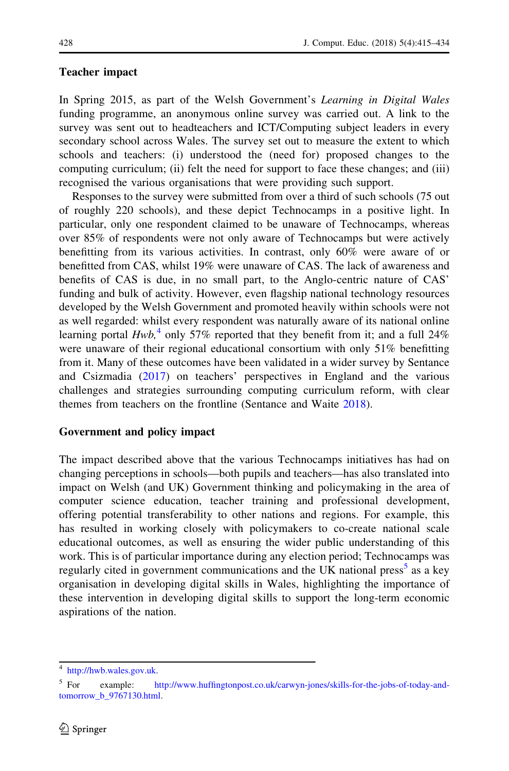**Teacher impact**

In Spring 2015, as part of the Welsh Government's *Learning in Digital Wales* funding programme, an anonymous online survey was carried out. A link to the survey was sent out to headteachers and ICT/Computing subject leaders in every secondary school across Wales. The survey set out to measure the extent to which schools and teachers: (i) understood the (need for) proposed changes to the computing curriculum; (ii) felt the need for support to face these changes; and (iii) recognised the various organisations that were providing such support.

Responses to the survey were submitted from over a third of such schools (75 out of roughly 220 schools), and these depict Technocamps in a positive light. In particular, only one respondent claimed to be unaware of Technocamps, whereas over 85% of respondents were not only aware of Technocamps but were actively benefitting from its various activities. In contrast, only 60% were aware of or benefitted from CAS, whilst 19% were unaware of CAS. The lack of awareness and benefits of CAS is due, in no small part, to the Anglo-centric nature of CAS' funding and bulk of activity. However, even flagship national technology resources developed by the Welsh Government and promoted heavily within schools were not as well regarded: whilst every respondent was naturally aware of its national online learning portal *Hwb*,[4] only 57% reported that they benefit from it; and a full 24% were unaware of their regional educational consortium with only 51% benefitting from it. Many of these outcomes have been validated in a wider survey by Sentance and Csizmadia (2017) on teachers' perspectives in England and the various challenges and strategies surrounding computing curriculum reform, with clear themes from teachers on the frontline (Sentance and Waite 2018).

**Government and policy impact**

The impact described above that the various Technocamps initiatives has had on changing perceptions in schools—both pupils and teachers—has also translated into impact on Welsh (and UK) Government thinking and policymaking in the area of computer science education, teacher training and professional development, offering potential transferability to other nations and regions. For example, this has resulted in working closely with policymakers to co-create national scale educational outcomes, as well as ensuring the wider public understanding of this work. This is of particular importance during any election period; Technocamps was regularly cited in government communications and the UK national press[5] as a key organisation in developing digital skills in Wales, highlighting the importance of these intervention in developing digital skills to support the long-term economic aspirations of the nation.

---

[4] http://hwb.wales.gov.uk.

[5] For example: http://www.huffingtonpost.co.uk/carwyn-jones/skills-for-the-jobs-of-today-and-tomorrow_b_9767130.html.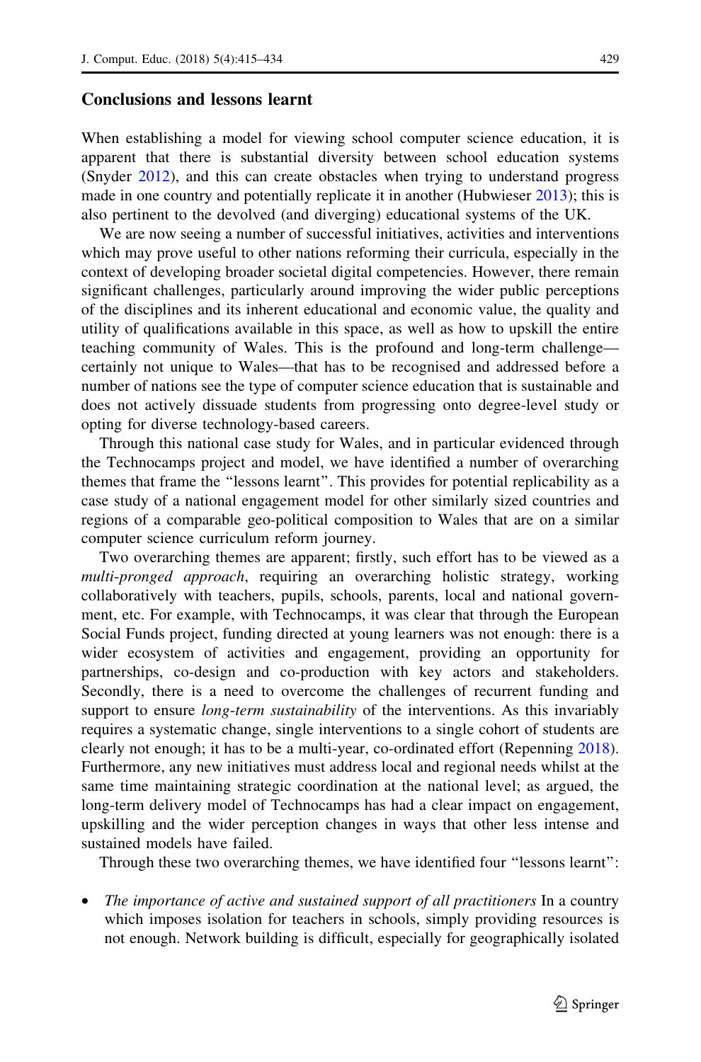## Conclusions and lessons learnt

When establishing a model for viewing school computer science education, it is apparent that there is substantial diversity between school education systems (Snyder 2012), and this can create obstacles when trying to understand progress made in one country and potentially replicate it in another (Hubwieser 2013); this is also pertinent to the devolved (and diverging) educational systems of the UK.

We are now seeing a number of successful initiatives, activities and interventions which may prove useful to other nations reforming their curricula, especially in the context of developing broader societal digital competencies. However, there remain significant challenges, particularly around improving the wider public perceptions of the disciplines and its inherent educational and economic value, the quality and utility of qualifications available in this space, as well as how to upskill the entire teaching community of Wales. This is the profound and long-term challenge—certainly not unique to Wales—that has to be recognised and addressed before a number of nations see the type of computer science education that is sustainable and does not actively dissuade students from progressing onto degree-level study or opting for diverse technology-based careers.

Through this national case study for Wales, and in particular evidenced through the Technocamps project and model, we have identified a number of overarching themes that frame the "lessons learnt". This provides for potential replicability as a case study of a national engagement model for other similarly sized countries and regions of a comparable geo-political composition to Wales that are on a similar computer science curriculum reform journey.

Two overarching themes are apparent; firstly, such effort has to be viewed as a *multi-pronged approach*, requiring an overarching holistic strategy, working collaboratively with teachers, pupils, schools, parents, local and national government, etc. For example, with Technocamps, it was clear that through the European Social Funds project, funding directed at young learners was not enough: there is a wider ecosystem of activities and engagement, providing an opportunity for partnerships, co-design and co-production with key actors and stakeholders. Secondly, there is a need to overcome the challenges of recurrent funding and support to ensure *long-term sustainability* of the interventions. As this invariably requires a systematic change, single interventions to a single cohort of students are clearly not enough; it has to be a multi-year, co-ordinated effort (Repenning 2018). Furthermore, any new initiatives must address local and regional needs whilst at the same time maintaining strategic coordination at the national level; as argued, the long-term delivery model of Technocamps has had a clear impact on engagement, upskilling and the wider perception changes in ways that other less intense and sustained models have failed.

Through these two overarching themes, we have identified four "lessons learnt":

- *The importance of active and sustained support of all practitioners* In a country which imposes isolation for teachers in schools, simply providing resources is not enough. Network building is difficult, especially for geographically isolated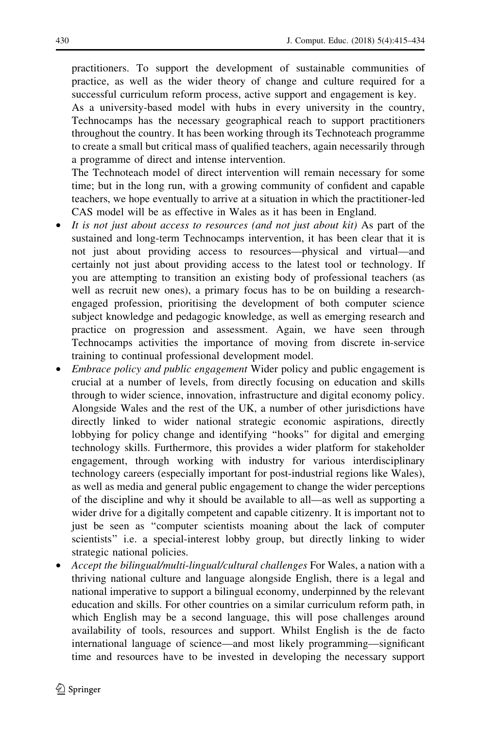practitioners. To support the development of sustainable communities of practice, as well as the wider theory of change and culture required for a successful curriculum reform process, active support and engagement is key.

As a university-based model with hubs in every university in the country, Technocamps has the necessary geographical reach to support practitioners throughout the country. It has been working through its Technoteach programme to create a small but critical mass of qualified teachers, again necessarily through a programme of direct and intense intervention.

The Technoteach model of direct intervention will remain necessary for some time; but in the long run, with a growing community of confident and capable teachers, we hope eventually to arrive at a situation in which the practitioner-led CAS model will be as effective in Wales as it has been in England.

- *It is not just about access to resources (and not just about kit)* As part of the sustained and long-term Technocamps intervention, it has been clear that it is not just about providing access to resources—physical and virtual—and certainly not just about providing access to the latest tool or technology. If you are attempting to transition an existing body of professional teachers (as well as recruit new ones), a primary focus has to be on building a research-engaged profession, prioritising the development of both computer science subject knowledge and pedagogic knowledge, as well as emerging research and practice on progression and assessment. Again, we have seen through Technocamps activities the importance of moving from discrete in-service training to continual professional development model.
- *Embrace policy and public engagement* Wider policy and public engagement is crucial at a number of levels, from directly focusing on education and skills through to wider science, innovation, infrastructure and digital economy policy. Alongside Wales and the rest of the UK, a number of other jurisdictions have directly linked to wider national strategic economic aspirations, directly lobbying for policy change and identifying "hooks" for digital and emerging technology skills. Furthermore, this provides a wider platform for stakeholder engagement, through working with industry for various interdisciplinary technology careers (especially important for post-industrial regions like Wales), as well as media and general public engagement to change the wider perceptions of the discipline and why it should be available to all—as well as supporting a wider drive for a digitally competent and capable citizenry. It is important not to just be seen as "computer scientists moaning about the lack of computer scientists" i.e. a special-interest lobby group, but directly linking to wider strategic national policies.
- *Accept the bilingual/multi-lingual/cultural challenges* For Wales, a nation with a thriving national culture and language alongside English, there is a legal and national imperative to support a bilingual economy, underpinned by the relevant education and skills. For other countries on a similar curriculum reform path, in which English may be a second language, this will pose challenges around availability of tools, resources and support. Whilst English is the de facto international language of science—and most likely programming—significant time and resources have to be invested in developing the necessary support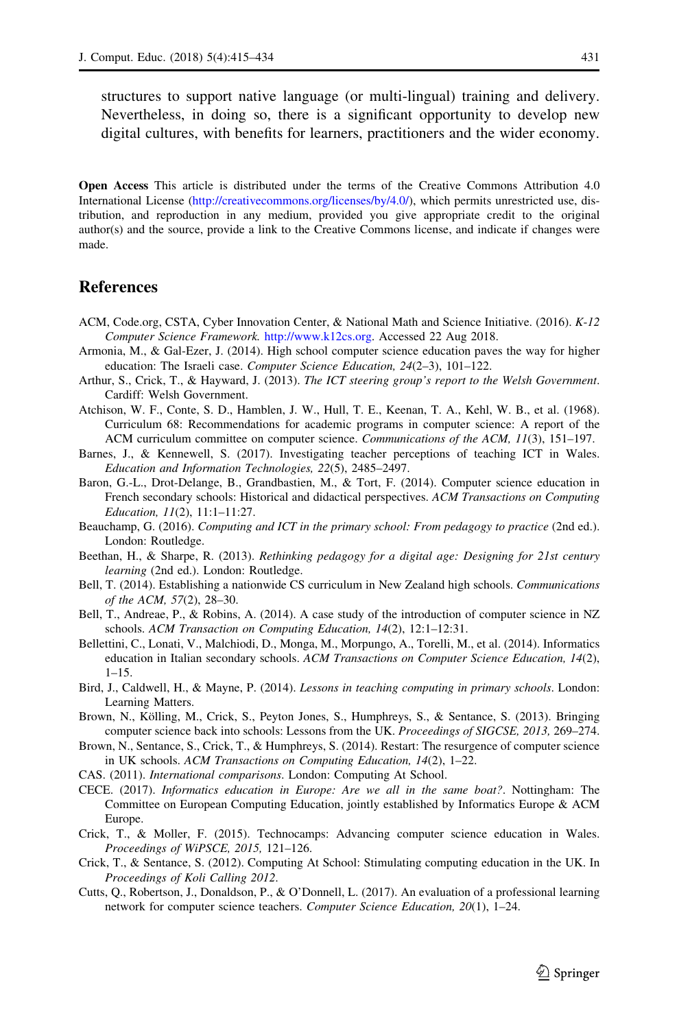structures to support native language (or multi-lingual) training and delivery. Nevertheless, in doing so, there is a significant opportunity to develop new digital cultures, with benefits for learners, practitioners and the wider economy.

**Open Access** This article is distributed under the terms of the Creative Commons Attribution 4.0 International License (http://creativecommons.org/licenses/by/4.0/), which permits unrestricted use, distribution, and reproduction in any medium, provided you give appropriate credit to the original author(s) and the source, provide a link to the Creative Commons license, and indicate if changes were made.

## References

ACM, Code.org, CSTA, Cyber Innovation Center, & National Math and Science Initiative. (2016). *K-12 Computer Science Framework*. http://www.k12cs.org. Accessed 22 Aug 2018.

Armonia, M., & Gal-Ezer, J. (2014). High school computer science education paves the way for higher education: The Israeli case. *Computer Science Education, 24*(2–3), 101–122.

Arthur, S., Crick, T., & Hayward, J. (2013). *The ICT steering group's report to the Welsh Government*. Cardiff: Welsh Government.

Atchison, W. F., Conte, S. D., Hamblen, J. W., Hull, T. E., Keenan, T. A., Kehl, W. B., et al. (1968). Curriculum 68: Recommendations for academic programs in computer science: A report of the ACM curriculum committee on computer science. *Communications of the ACM, 11*(3), 151–197.

Barnes, J., & Kennewell, S. (2017). Investigating teacher perceptions of teaching ICT in Wales. *Education and Information Technologies, 22*(5), 2485–2497.

Baron, G.-L., Drot-Delange, B., Grandbastien, M., & Tort, F. (2014). Computer science education in French secondary schools: Historical and didactical perspectives. *ACM Transactions on Computing Education, 11*(2), 11:1–11:27.

Beauchamp, G. (2016). *Computing and ICT in the primary school: From pedagogy to practice* (2nd ed.). London: Routledge.

Beethan, H., & Sharpe, R. (2013). *Rethinking pedagogy for a digital age: Designing for 21st century learning* (2nd ed.). London: Routledge.

Bell, T. (2014). Establishing a nationwide CS curriculum in New Zealand high schools. *Communications of the ACM, 57*(2), 28–30.

Bell, T., Andreae, P., & Robins, A. (2014). A case study of the introduction of computer science in NZ schools. *ACM Transaction on Computing Education, 14*(2), 12:1–12:31.

Bellettini, C., Lonati, V., Malchiodi, D., Monga, M., Morpungo, A., Torelli, M., et al. (2014). Informatics education in Italian secondary schools. *ACM Transactions on Computer Science Education, 14*(2), 1–15.

Bird, J., Caldwell, H., & Mayne, P. (2014). *Lessons in teaching computing in primary schools*. London: Learning Matters.

Brown, N., Kölling, M., Crick, S., Peyton Jones, S., Humphreys, S., & Sentance, S. (2013). Bringing computer science back into schools: Lessons from the UK. *Proceedings of SIGCSE, 2013,* 269–274.

Brown, N., Sentance, S., Crick, T., & Humphreys, S. (2014). Restart: The resurgence of computer science in UK schools. *ACM Transactions on Computing Education, 14*(2), 1–22.

CAS. (2011). *International comparisons*. London: Computing At School.

CECE. (2017). *Informatics education in Europe: Are we all in the same boat?*. Nottingham: The Committee on European Computing Education, jointly established by Informatics Europe & ACM Europe.

Crick, T., & Moller, F. (2015). Technocamps: Advancing computer science education in Wales. *Proceedings of WiPSCE, 2015,* 121–126.

Crick, T., & Sentance, S. (2012). Computing At School: Stimulating computing education in the UK. In *Proceedings of Koli Calling 2012*.

Cutts, Q., Robertson, J., Donaldson, P., & O'Donnell, L. (2017). An evaluation of a professional learning network for computer science teachers. *Computer Science Education, 20*(1), 1–24.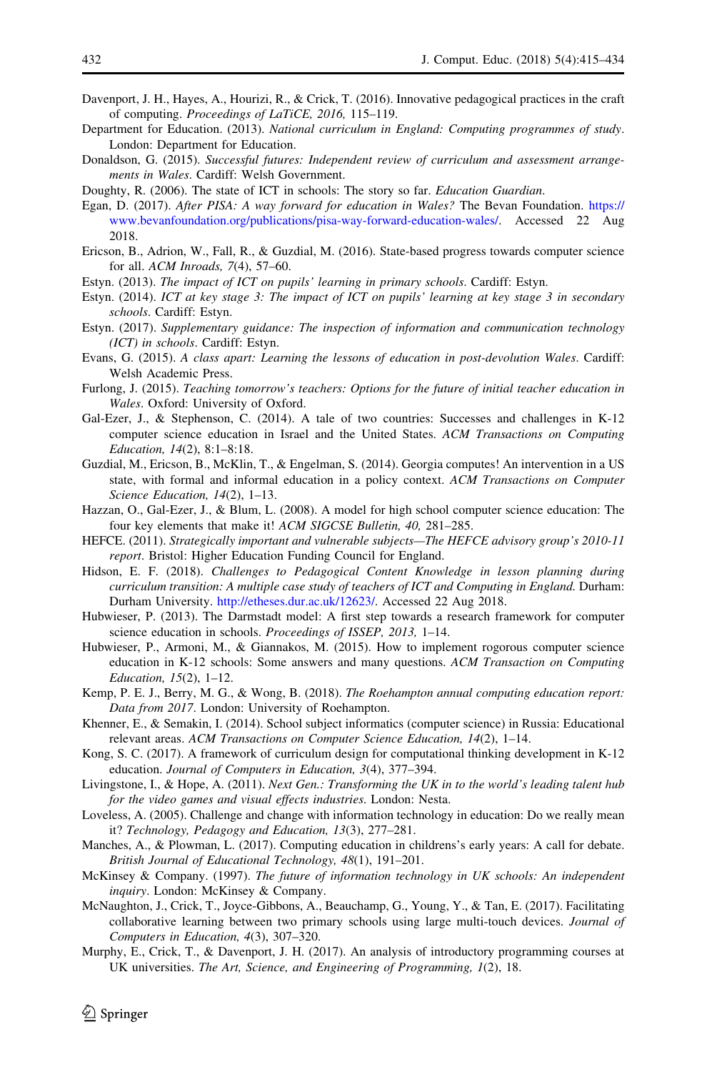Davenport, J. H., Hayes, A., Hourizi, R., & Crick, T. (2016). Innovative pedagogical practices in the craft of computing. *Proceedings of LaTiCE, 2016,* 115–119.

Department for Education. (2013). *National curriculum in England: Computing programmes of study*. London: Department for Education.

Donaldson, G. (2015). *Successful futures: Independent review of curriculum and assessment arrangements in Wales*. Cardiff: Welsh Government.

Doughty, R. (2006). The state of ICT in schools: The story so far. *Education Guardian*.

Egan, D. (2017). *After PISA: A way forward for education in Wales?* The Bevan Foundation. https://www.bevanfoundation.org/publications/pisa-way-forward-education-wales/. Accessed 22 Aug 2018.

Ericson, B., Adrion, W., Fall, R., & Guzdial, M. (2016). State-based progress towards computer science for all. *ACM Inroads, 7*(4), 57–60.

Estyn. (2013). *The impact of ICT on pupils' learning in primary schools*. Cardiff: Estyn.

Estyn. (2014). *ICT at key stage 3: The impact of ICT on pupils' learning at key stage 3 in secondary schools*. Cardiff: Estyn.

Estyn. (2017). *Supplementary guidance: The inspection of information and communication technology (ICT) in schools*. Cardiff: Estyn.

Evans, G. (2015). *A class apart: Learning the lessons of education in post-devolution Wales*. Cardiff: Welsh Academic Press.

Furlong, J. (2015). *Teaching tomorrow's teachers: Options for the future of initial teacher education in Wales*. Oxford: University of Oxford.

Gal-Ezer, J., & Stephenson, C. (2014). A tale of two countries: Successes and challenges in K-12 computer science education in Israel and the United States. *ACM Transactions on Computing Education, 14*(2), 8:1–8:18.

Guzdial, M., Ericson, B., McKlin, T., & Engelman, S. (2014). Georgia computes! An intervention in a US state, with formal and informal education in a policy context. *ACM Transactions on Computer Science Education, 14*(2), 1–13.

Hazzan, O., Gal-Ezer, J., & Blum, L. (2008). A model for high school computer science education: The four key elements that make it! *ACM SIGCSE Bulletin, 40,* 281–285.

HEFCE. (2011). *Strategically important and vulnerable subjects—The HEFCE advisory group's 2010-11 report*. Bristol: Higher Education Funding Council for England.

Hidson, E. F. (2018). *Challenges to Pedagogical Content Knowledge in lesson planning during curriculum transition: A multiple case study of teachers of ICT and Computing in England.* Durham: Durham University. http://etheses.dur.ac.uk/12623/. Accessed 22 Aug 2018.

Hubwieser, P. (2013). The Darmstadt model: A first step towards a research framework for computer science education in schools. *Proceedings of ISSEP, 2013,* 1–14.

Hubwieser, P., Armoni, M., & Giannakos, M. (2015). How to implement rogorous computer science education in K-12 schools: Some answers and many questions. *ACM Transaction on Computing Education, 15*(2), 1–12.

Kemp, P. E. J., Berry, M. G., & Wong, B. (2018). *The Roehampton annual computing education report: Data from 2017*. London: University of Roehampton.

Khenner, E., & Semakin, I. (2014). School subject informatics (computer science) in Russia: Educational relevant areas. *ACM Transactions on Computer Science Education, 14*(2), 1–14.

Kong, S. C. (2017). A framework of curriculum design for computational thinking development in K-12 education. *Journal of Computers in Education, 3*(4), 377–394.

Livingstone, I., & Hope, A. (2011). *Next Gen.: Transforming the UK in to the world's leading talent hub for the video games and visual effects industries*. London: Nesta.

Loveless, A. (2005). Challenge and change with information technology in education: Do we really mean it? *Technology, Pedagogy and Education, 13*(3), 277–281.

Manches, A., & Plowman, L. (2017). Computing education in childrens's early years: A call for debate. *British Journal of Educational Technology, 48*(1), 191–201.

McKinsey & Company. (1997). *The future of information technology in UK schools: An independent inquiry*. London: McKinsey & Company.

McNaughton, J., Crick, T., Joyce-Gibbons, A., Beauchamp, G., Young, Y., & Tan, E. (2017). Facilitating collaborative learning between two primary schools using large multi-touch devices. *Journal of Computers in Education, 4*(3), 307–320.

Murphy, E., Crick, T., & Davenport, J. H. (2017). An analysis of introductory programming courses at UK universities. *The Art, Science, and Engineering of Programming, 1*(2), 18.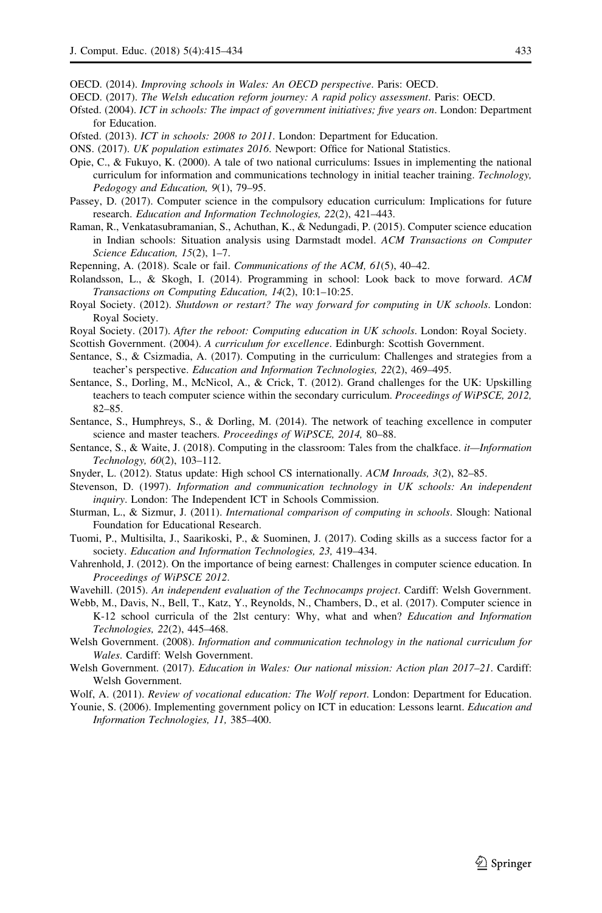OECD. (2014). *Improving schools in Wales: An OECD perspective*. Paris: OECD.

OECD. (2017). *The Welsh education reform journey: A rapid policy assessment*. Paris: OECD.

Ofsted. (2004). *ICT in schools: The impact of government initiatives; five years on*. London: Department for Education.

Ofsted. (2013). *ICT in schools: 2008 to 2011*. London: Department for Education.

ONS. (2017). *UK population estimates 2016*. Newport: Office for National Statistics.

Opie, C., & Fukuyo, K. (2000). A tale of two national curriculums: Issues in implementing the national curriculum for information and communications technology in initial teacher training. *Technology, Pedogogy and Education, 9*(1), 79–95.

Passey, D. (2017). Computer science in the compulsory education curriculum: Implications for future research. *Education and Information Technologies, 22*(2), 421–443.

Raman, R., Venkatasubramanian, S., Achuthan, K., & Nedungadi, P. (2015). Computer science education in Indian schools: Situation analysis using Darmstadt model. *ACM Transactions on Computer Science Education, 15*(2), 1–7.

Repenning, A. (2018). Scale or fail. *Communications of the ACM, 61*(5), 40–42.

Rolandsson, L., & Skogh, I. (2014). Programming in school: Look back to move forward. *ACM Transactions on Computing Education, 14*(2), 10:1–10:25.

Royal Society. (2012). *Shutdown or restart? The way forward for computing in UK schools*. London: Royal Society.

Royal Society. (2017). *After the reboot: Computing education in UK schools*. London: Royal Society.

Scottish Government. (2004). *A curriculum for excellence*. Edinburgh: Scottish Government.

Sentance, S., & Csizmadia, A. (2017). Computing in the curriculum: Challenges and strategies from a teacher's perspective. *Education and Information Technologies, 22*(2), 469–495.

Sentance, S., Dorling, M., McNicol, A., & Crick, T. (2012). Grand challenges for the UK: Upskilling teachers to teach computer science within the secondary curriculum. *Proceedings of WiPSCE, 2012*, 82–85.

Sentance, S., Humphreys, S., & Dorling, M. (2014). The network of teaching excellence in computer science and master teachers. *Proceedings of WiPSCE, 2014*, 80–88.

Sentance, S., & Waite, J. (2018). Computing in the classroom: Tales from the chalkface. *it—Information Technology, 60*(2), 103–112.

Snyder, L. (2012). Status update: High school CS internationally. *ACM Inroads, 3*(2), 82–85.

Stevenson, D. (1997). *Information and communication technology in UK schools: An independent inquiry*. London: The Independent ICT in Schools Commission.

Sturman, L., & Sizmur, J. (2011). *International comparison of computing in schools*. Slough: National Foundation for Educational Research.

Tuomi, P., Multisilta, J., Saarikoski, P., & Suominen, J. (2017). Coding skills as a success factor for a society. *Education and Information Technologies, 23*, 419–434.

Vahrenhold, J. (2012). On the importance of being earnest: Challenges in computer science education. In *Proceedings of WiPSCE 2012*.

Wavehill. (2015). *An independent evaluation of the Technocamps project*. Cardiff: Welsh Government.

Webb, M., Davis, N., Bell, T., Katz, Y., Reynolds, N., Chambers, D., et al. (2017). Computer science in K-12 school curricula of the 2lst century: Why, what and when? *Education and Information Technologies, 22*(2), 445–468.

Welsh Government. (2008). *Information and communication technology in the national curriculum for Wales*. Cardiff: Welsh Government.

Welsh Government. (2017). *Education in Wales: Our national mission: Action plan 2017–21*. Cardiff: Welsh Government.

Wolf, A. (2011). *Review of vocational education: The Wolf report*. London: Department for Education.

Younie, S. (2006). Implementing government policy on ICT in education: Lessons learnt. *Education and Information Technologies, 11*, 385–400.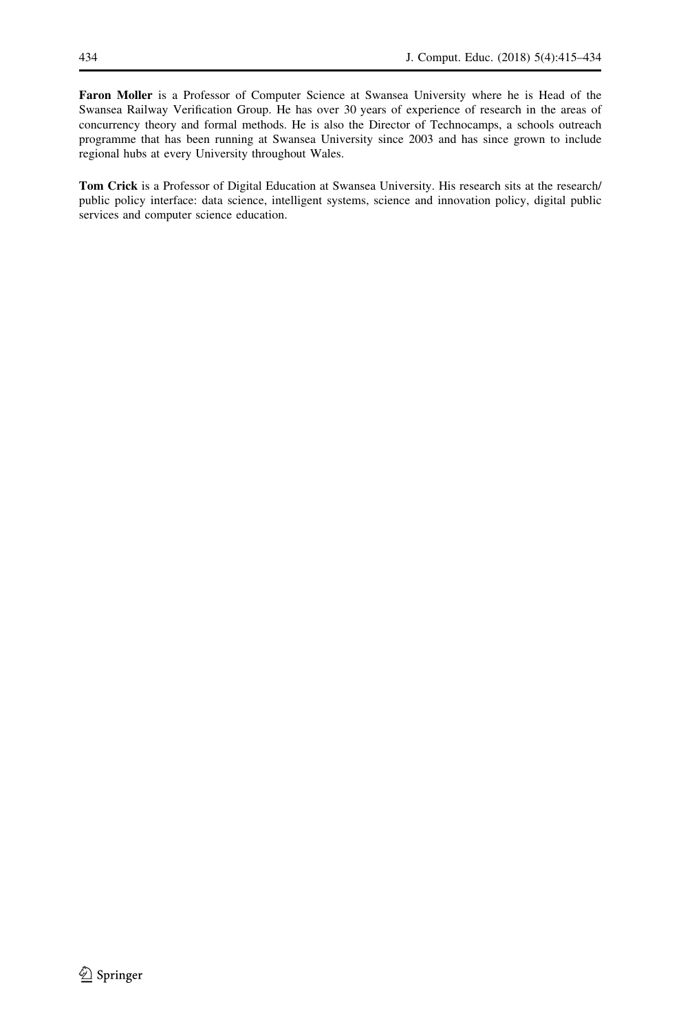**Faron Moller** is a Professor of Computer Science at Swansea University where he is Head of the Swansea Railway Verification Group. He has over 30 years of experience of research in the areas of concurrency theory and formal methods. He is also the Director of Technocamps, a schools outreach programme that has been running at Swansea University since 2003 and has since grown to include regional hubs at every University throughout Wales.

**Tom Crick** is a Professor of Digital Education at Swansea University. His research sits at the research/public policy interface: data science, intelligent systems, science and innovation policy, digital public services and computer science education.